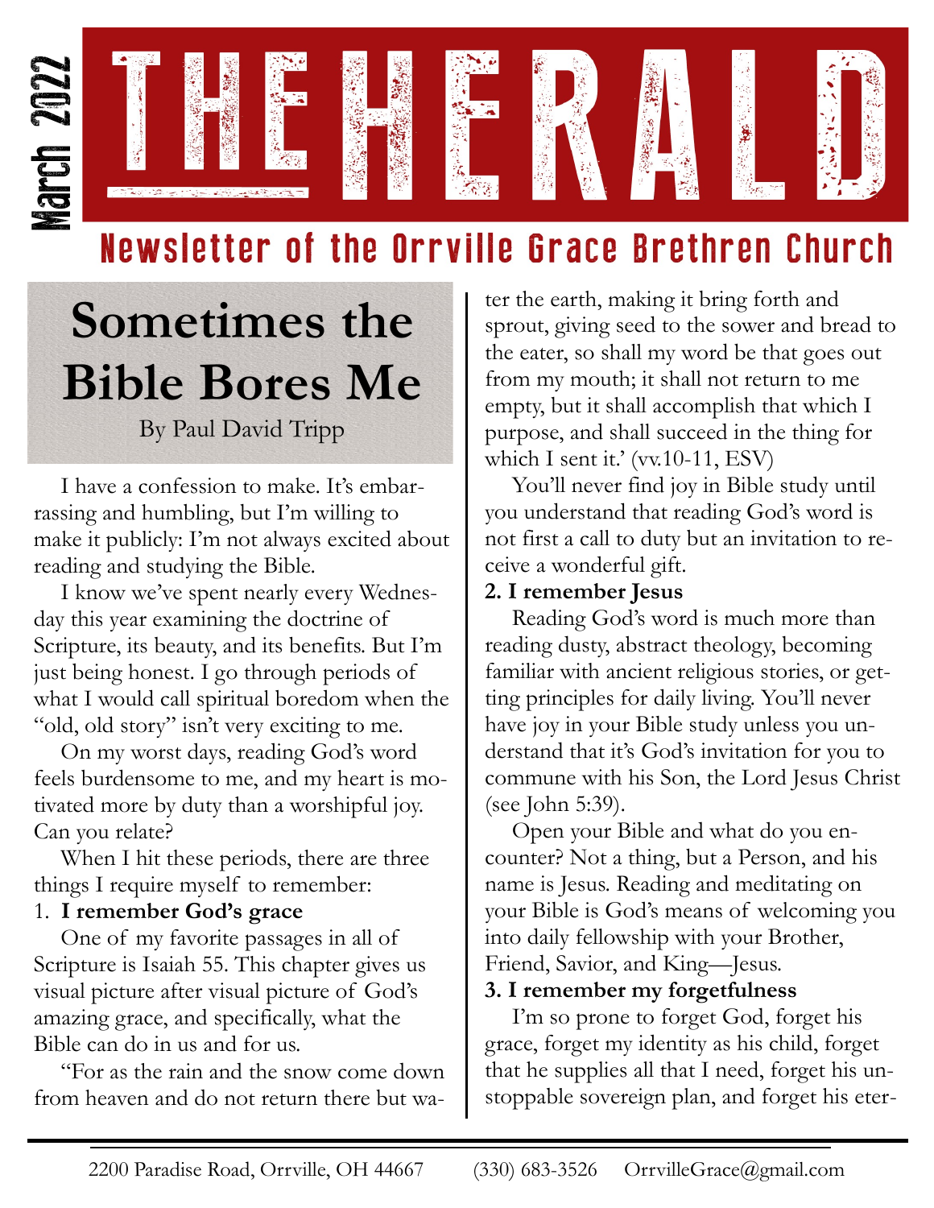March 2022

# THE HERALD

Newsletter of the Orrville Grace Brethren Church

## Sometimes the Bible Bores Me

By Paul David Tripp

I have a confession to make. It's embarrassing and humbling, but I'm willing to make it publicly: I'm not always excited about reading and studying the Bible.

I know we've spent nearly every Wednesday this year examining the doctrine of Scripture, its beauty, and its benefits. But I'm just being honest. I go through periods of what I would call spiritual boredom when the "old, old story" isn't very exciting to me.

On my worst days, reading God's word feels burdensome to me, and my heart is motivated more by duty than a worshipful joy. Can you relate?

When I hit these periods, there are three things I require myself to remember:

**1. I remember God's grace**

One of my favorite passages in all of Scripture is Isaiah 55. This chapter gives us visual picture after visual picture of God's amazing grace, and specifically, what the Bible can do in us and for us.

"For as the rain and the snow come down from heaven and do not return there but water the earth, making it bring forth and sprout, giving seed to the sower and bread to the eater, so shall my word be that goes out from my mouth; it shall not return to me empty, but it shall accomplish that which I purpose, and shall succeed in the thing for which I sent it.' (vv.10-11, ESV)

You'll never find joy in Bible study until you understand that reading God's word is not first a call to duty but an invitation to receive a wonderful gift.

**2. I remember Jesus**

Reading God's word is much more than reading dusty, abstract theology, becoming familiar with ancient religious stories, or getting principles for daily living. You'll never have joy in your Bible study unless you understand that it's God's invitation for you to commune with his Son, the Lord Jesus Christ (see John 5:39).

Open your Bible and what do you encounter? Not a thing, but a Person, and his name is Jesus. Reading and meditating on your Bible is God's means of welcoming you into daily fellowship with your Brother, Friend, Savior, and King—Jesus.

**3. I remember my forgetfulness**

I'm so prone to forget God, forget his grace, forget my identity as his child, forget that he supplies all that I need, forget his unstoppable sovereign plan, and forget his eter-

2200 Paradise Road, Orrville, OH 44667 (330) 683-3526 OrrvilleGrace@gmail.com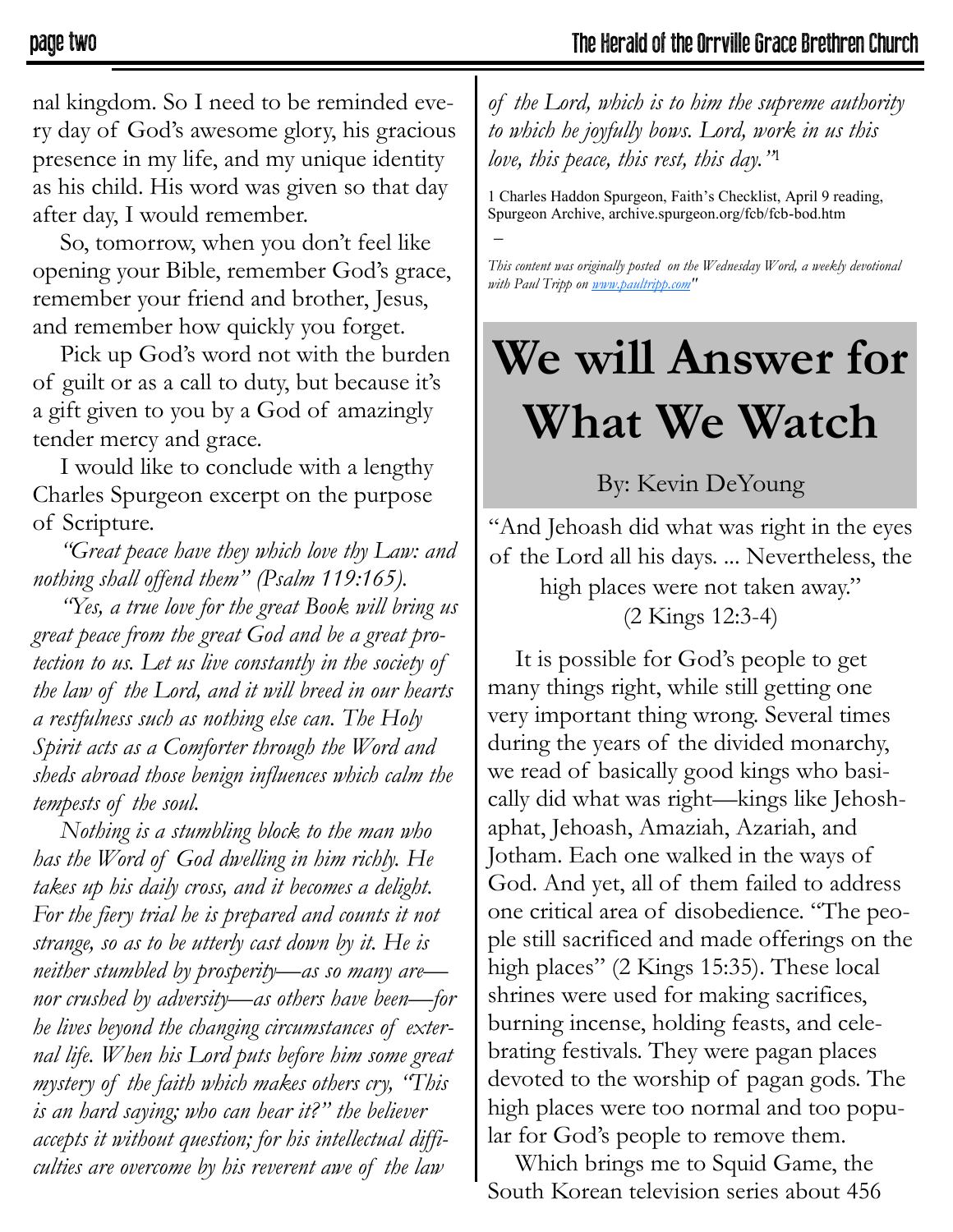nal kingdom. So I need to be reminded every day of God's awesome glory, his gracious presence in my life, and my unique identity as his child. His word was given so that day after day, I would remember.

So, tomorrow, when you don't feel like opening your Bible, remember God's grace, remember your friend and brother, Jesus, and remember how quickly you forget.

Pick up God's word not with the burden of guilt or as a call to duty, but because it's a gift given to you by a God of amazingly tender mercy and grace.

I would like to conclude with a lengthy Charles Spurgeon excerpt on the purpose of Scripture.

*"Great peace have they which love thy Law: and nothing shall offend them" (Psalm 119:165).*

*"Yes, a true love for the great Book will bring us great peace from the great God and be a great protection to us. Let us live constantly in the society of the law of the Lord, and it will breed in our hearts a restfulness such as nothing else can. The Holy Spirit acts as a Comforter through the Word and sheds abroad those benign influences which calm the tempests of the soul.*

*Nothing is a stumbling block to the man who has the Word of God dwelling in him richly. He takes up his daily cross, and it becomes a delight. For the fiery trial he is prepared and counts it not strange, so as to be utterly cast down by it. He is neither stumbled by prosperity—as so many are—nor crushed by adversity—as others have been—for he lives beyond the changing circumstances of external life. When his Lord puts before him some great mystery of the faith which makes others cry, "This is an hard saying; who can hear it?" the believer accepts it without question; for his intellectual difficulties are overcome by his reverent awe of the law of the Lord, which is to him the supreme authority to which he joyfully bows. Lord, work in us this love, this peace, this rest, this day."*[1]

1 Charles Haddon Spurgeon, Faith's Checklist, April 9 reading, Spurgeon Archive, archive.spurgeon.org/fcb/fcb-bod.htm

–

*This content was originally posted on the Wednesday Word, a weekly devotional with Paul Tripp on [www.paultripp.com](http://www.paultripp.com)"*

# We will Answer for What We Watch

By: Kevin DeYoung

"And Jehoash did what was right in the eyes of the Lord all his days. ... Nevertheless, the high places were not taken away." (2 Kings 12:3-4)

It is possible for God's people to get many things right, while still getting one very important thing wrong. Several times during the years of the divided monarchy, we read of basically good kings who basically did what was right—kings like Jehoshaphat, Jehoash, Amaziah, Azariah, and Jotham. Each one walked in the ways of God. And yet, all of them failed to address one critical area of disobedience. "The people still sacrificed and made offerings on the high places" (2 Kings 15:35). These local shrines were used for making sacrifices, burning incense, holding feasts, and celebrating festivals. They were pagan places devoted to the worship of pagan gods. The high places were too normal and too popular for God's people to remove them.

Which brings me to Squid Game, the South Korean television series about 456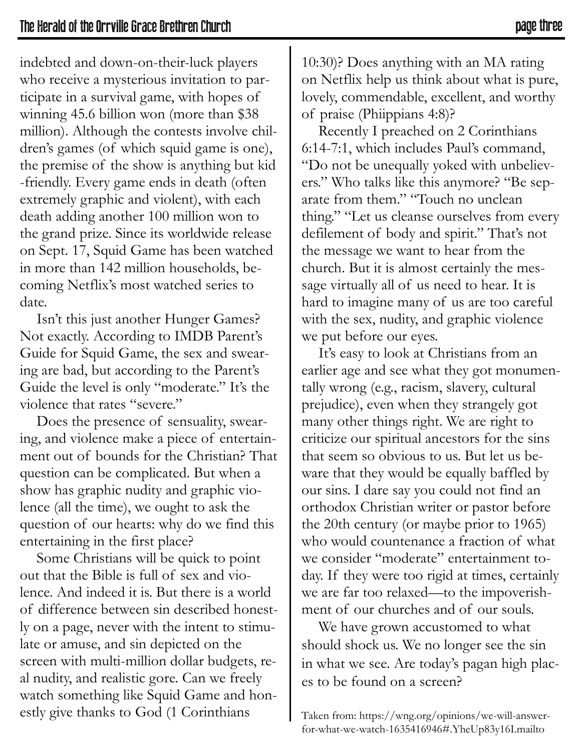indebted and down-on-their-luck players who receive a mysterious invitation to participate in a survival game, with hopes of winning 45.6 billion won (more than $38 million). Although the contests involve children's games (of which squid game is one), the premise of the show is anything but kid-friendly. Every game ends in death (often extremely graphic and violent), with each death adding another 100 million won to the grand prize. Since its worldwide release on Sept. 17, Squid Game has been watched in more than 142 million households, becoming Netflix's most watched series to date.

Isn't this just another Hunger Games? Not exactly. According to IMDB Parent's Guide for Squid Game, the sex and swearing are bad, but according to the Parent's Guide the level is only "moderate." It's the violence that rates "severe."

Does the presence of sensuality, swearing, and violence make a piece of entertainment out of bounds for the Christian? That question can be complicated. But when a show has graphic nudity and graphic violence (all the time), we ought to ask the question of our hearts: why do we find this entertaining in the first place?

Some Christians will be quick to point out that the Bible is full of sex and violence. And indeed it is. But there is a world of difference between sin described honestly on a page, never with the intent to stimulate or amuse, and sin depicted on the screen with multi-million dollar budgets, real nudity, and realistic gore. Can we freely watch something like Squid Game and honestly give thanks to God (1 Corinthians 10:30)? Does anything with an MA rating on Netflix help us think about what is pure, lovely, commendable, excellent, and worthy of praise (Phiippians 4:8)?

Recently I preached on 2 Corinthians 6:14-7:1, which includes Paul's command, "Do not be unequally yoked with unbelievers." Who talks like this anymore? "Be separate from them." "Touch no unclean thing." "Let us cleanse ourselves from every defilement of body and spirit." That's not the message we want to hear from the church. But it is almost certainly the message virtually all of us need to hear. It is hard to imagine many of us are too careful with the sex, nudity, and graphic violence we put before our eyes.

It's easy to look at Christians from an earlier age and see what they got monumentally wrong (e.g., racism, slavery, cultural prejudice), even when they strangely got many other things right. We are right to criticize our spiritual ancestors for the sins that seem so obvious to us. But let us beware that they would be equally baffled by our sins. I dare say you could not find an orthodox Christian writer or pastor before the 20th century (or maybe prior to 1965) who would countenance a fraction of what we consider "moderate" entertainment today. If they were too rigid at times, certainly we are far too relaxed—to the impoverishment of our churches and of our souls.

We have grown accustomed to what should shock us. We no longer see the sin in what we see. Are today's pagan high places to be found on a screen?

Taken from: https://wng.org/opinions/we-will-answer-for-what-we-watch-1635416946#.YheUp83y16I.mailto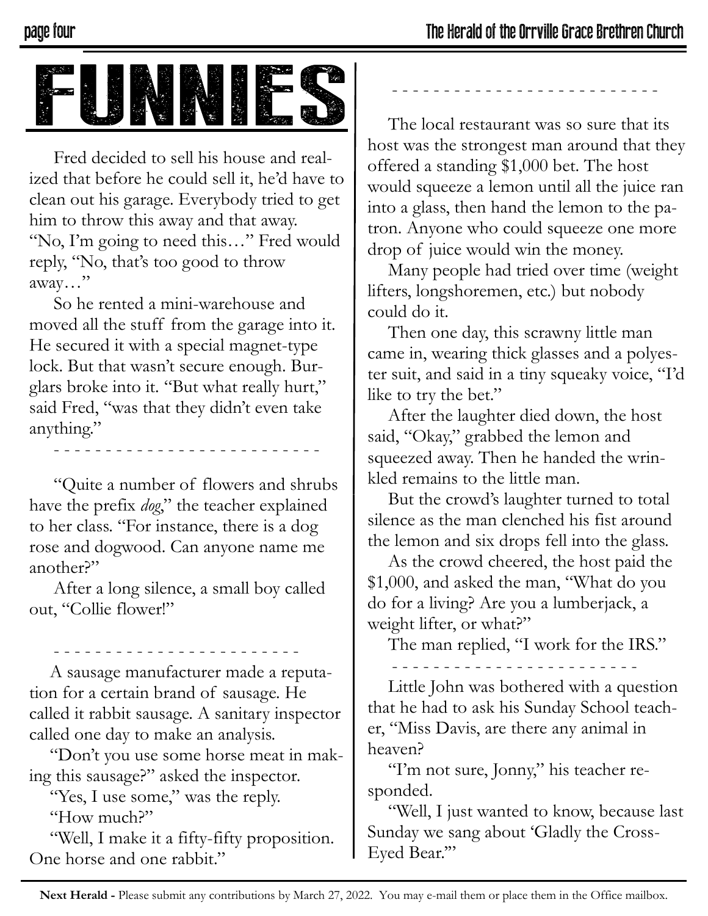# FUNNIES

Fred decided to sell his house and realized that before he could sell it, he'd have to clean out his garage. Everybody tried to get him to throw this away and that away. "No, I'm going to need this…" Fred would reply, "No, that's too good to throw away…"

So he rented a mini-warehouse and moved all the stuff from the garage into it. He secured it with a special magnet-type lock. But that wasn't secure enough. Burglars broke into it. "But what really hurt," said Fred, "was that they didn't even take anything."

- - - - - - - - - - - - - - - - - - - - - - - - -

"Quite a number of flowers and shrubs have the prefix *dog*," the teacher explained to her class. "For instance, there is a dog rose and dogwood. Can anyone name me another?"

After a long silence, a small boy called out, "Collie flower!"

- - - - - - - - - - - - - - - - - - - - - - - -

A sausage manufacturer made a reputation for a certain brand of sausage. He called it rabbit sausage. A sanitary inspector called one day to make an analysis.

"Don't you use some horse meat in making this sausage?" asked the inspector.

"Yes, I use some," was the reply.

"How much?"

"Well, I make it a fifty-fifty proposition. One horse and one rabbit."

- - - - - - - - - - - - - - - - - - - - - - - - -

The local restaurant was so sure that its host was the strongest man around that they offered a standing $1,000 bet. The host would squeeze a lemon until all the juice ran into a glass, then hand the lemon to the patron. Anyone who could squeeze one more drop of juice would win the money.

Many people had tried over time (weight lifters, longshoremen, etc.) but nobody could do it.

Then one day, this scrawny little man came in, wearing thick glasses and a polyester suit, and said in a tiny squeaky voice, "I'd like to try the bet."

After the laughter died down, the host said, "Okay," grabbed the lemon and squeezed away. Then he handed the wrinkled remains to the little man.

But the crowd's laughter turned to total silence as the man clenched his fist around the lemon and six drops fell into the glass.

As the crowd cheered, the host paid the $1,000, and asked the man, "What do you do for a living? Are you a lumberjack, a weight lifter, or what?"

The man replied, "I work for the IRS."

- - - - - - - - - - - - - - - - - - - - - - - -

Little John was bothered with a question that he had to ask his Sunday School teacher, "Miss Davis, are there any animal in heaven?

"I'm not sure, Jonny," his teacher responded.

"Well, I just wanted to know, because last Sunday we sang about 'Gladly the Cross-Eyed Bear.'"

**Next Herald -** Please submit any contributions by March 27, 2022. You may e-mail them or place them in the Office mailbox.